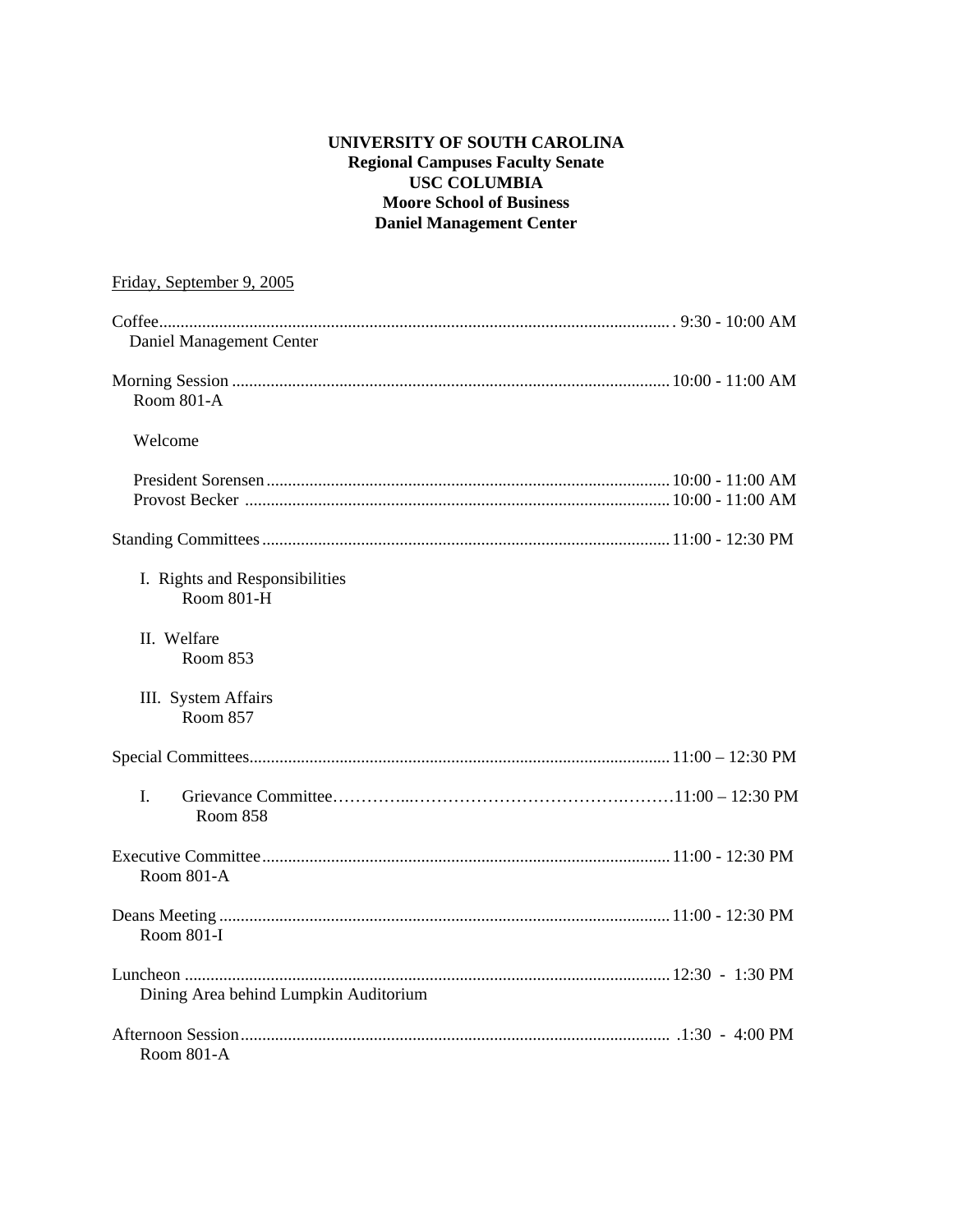**UNIVERSITY OF SOUTH CAROLINA**
**Regional Campuses Faculty Senate**
**USC COLUMBIA**
**Moore School of Business**
**Daniel Management Center**

Friday, September 9, 2005

Coffee........................................................................................................................ 9:30 - 10:00 AM
Daniel Management Center

Morning Session ..................................................................................................... 10:00 - 11:00 AM
Room 801-A

Welcome

President Sorensen ............................................................................................. 10:00 - 11:00 AM
Provost Becker .................................................................................................. 10:00 - 11:00 AM

Standing Committees .............................................................................................. 11:00 - 12:30 PM

I. Rights and Responsibilities
Room 801-H

II. Welfare
Room 853

III. System Affairs
Room 857

Special Committees................................................................................................. 11:00 – 12:30 PM

I. Grievance Committee………….....………………………………..………11:00 – 12:30 PM
Room 858

Executive Committee .............................................................................................. 11:00 - 12:30 PM
Room 801-A

Deans Meeting ........................................................................................................ 11:00 - 12:30 PM
Room 801-I

Luncheon ................................................................................................................ 12:30 - 1:30 PM
Dining Area behind Lumpkin Auditorium

Afternoon Session................................................................................................... .1:30 - 4:00 PM
Room 801-A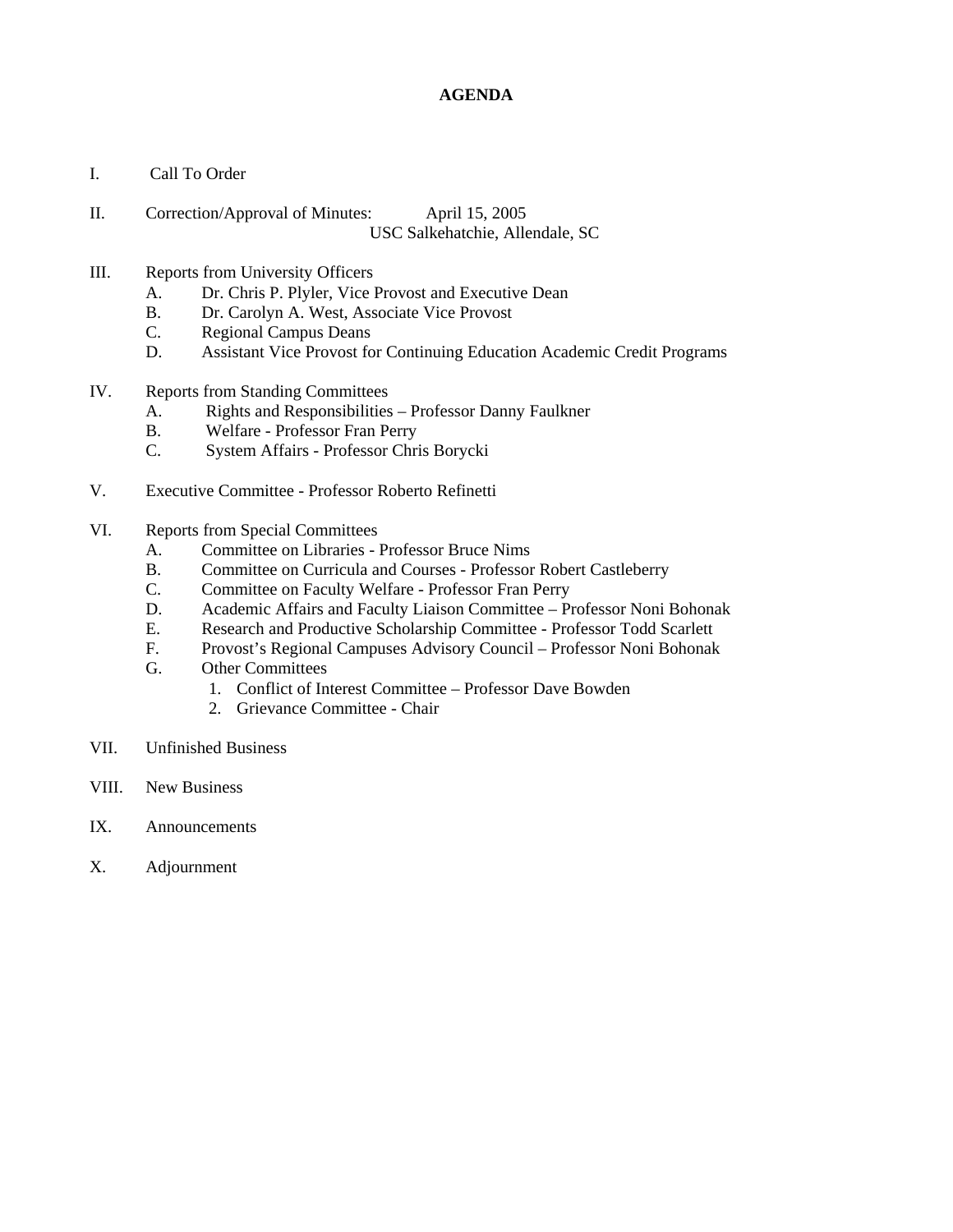# AGENDA

I. Call To Order

II. Correction/Approval of Minutes: April 15, 2005
USC Salkehatchie, Allendale, SC

III. Reports from University Officers
   A. Dr. Chris P. Plyler, Vice Provost and Executive Dean
   B. Dr. Carolyn A. West, Associate Vice Provost
   C. Regional Campus Deans
   D. Assistant Vice Provost for Continuing Education Academic Credit Programs

IV. Reports from Standing Committees
   A. Rights and Responsibilities – Professor Danny Faulkner
   B. Welfare - Professor Fran Perry
   C. System Affairs - Professor Chris Borycki

V. Executive Committee - Professor Roberto Refinetti

VI. Reports from Special Committees
   A. Committee on Libraries - Professor Bruce Nims
   B. Committee on Curricula and Courses - Professor Robert Castleberry
   C. Committee on Faculty Welfare - Professor Fran Perry
   D. Academic Affairs and Faculty Liaison Committee – Professor Noni Bohonak
   E. Research and Productive Scholarship Committee - Professor Todd Scarlett
   F. Provost's Regional Campuses Advisory Council – Professor Noni Bohonak
   G. Other Committees
      1. Conflict of Interest Committee – Professor Dave Bowden
      2. Grievance Committee - Chair

VII. Unfinished Business

VIII. New Business

IX. Announcements

X. Adjournment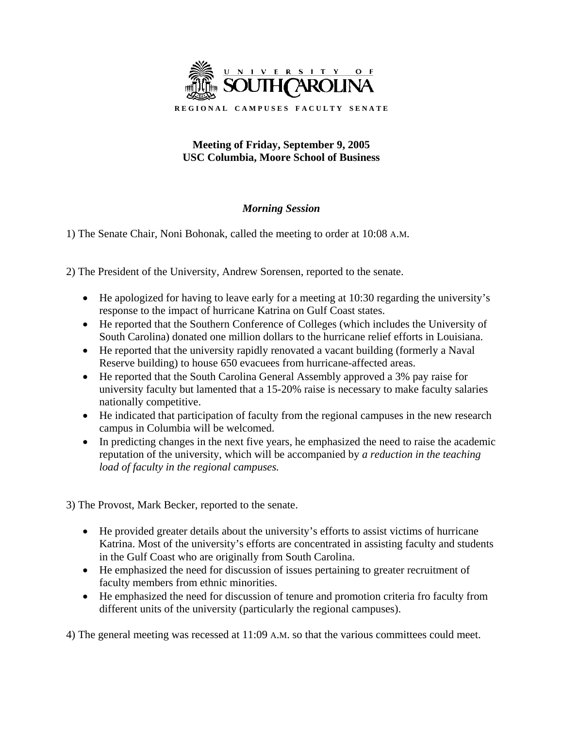UNIVERSITY OF SOUTH CAROLINA

REGIONAL CAMPUSES FACULTY SENATE

**Meeting of Friday, September 9, 2005**
**USC Columbia, Moore School of Business**

***Morning Session***

1) The Senate Chair, Noni Bohonak, called the meeting to order at 10:08 A.M.

2) The President of the University, Andrew Sorensen, reported to the senate.

- He apologized for having to leave early for a meeting at 10:30 regarding the university's response to the impact of hurricane Katrina on Gulf Coast states.
- He reported that the Southern Conference of Colleges (which includes the University of South Carolina) donated one million dollars to the hurricane relief efforts in Louisiana.
- He reported that the university rapidly renovated a vacant building (formerly a Naval Reserve building) to house 650 evacuees from hurricane-affected areas.
- He reported that the South Carolina General Assembly approved a 3% pay raise for university faculty but lamented that a 15-20% raise is necessary to make faculty salaries nationally competitive.
- He indicated that participation of faculty from the regional campuses in the new research campus in Columbia will be welcomed.
- In predicting changes in the next five years, he emphasized the need to raise the academic reputation of the university, which will be accompanied by *a reduction in the teaching load of faculty in the regional campuses.*

3) The Provost, Mark Becker, reported to the senate.

- He provided greater details about the university's efforts to assist victims of hurricane Katrina. Most of the university's efforts are concentrated in assisting faculty and students in the Gulf Coast who are originally from South Carolina.
- He emphasized the need for discussion of issues pertaining to greater recruitment of faculty members from ethnic minorities.
- He emphasized the need for discussion of tenure and promotion criteria fro faculty from different units of the university (particularly the regional campuses).

4) The general meeting was recessed at 11:09 A.M. so that the various committees could meet.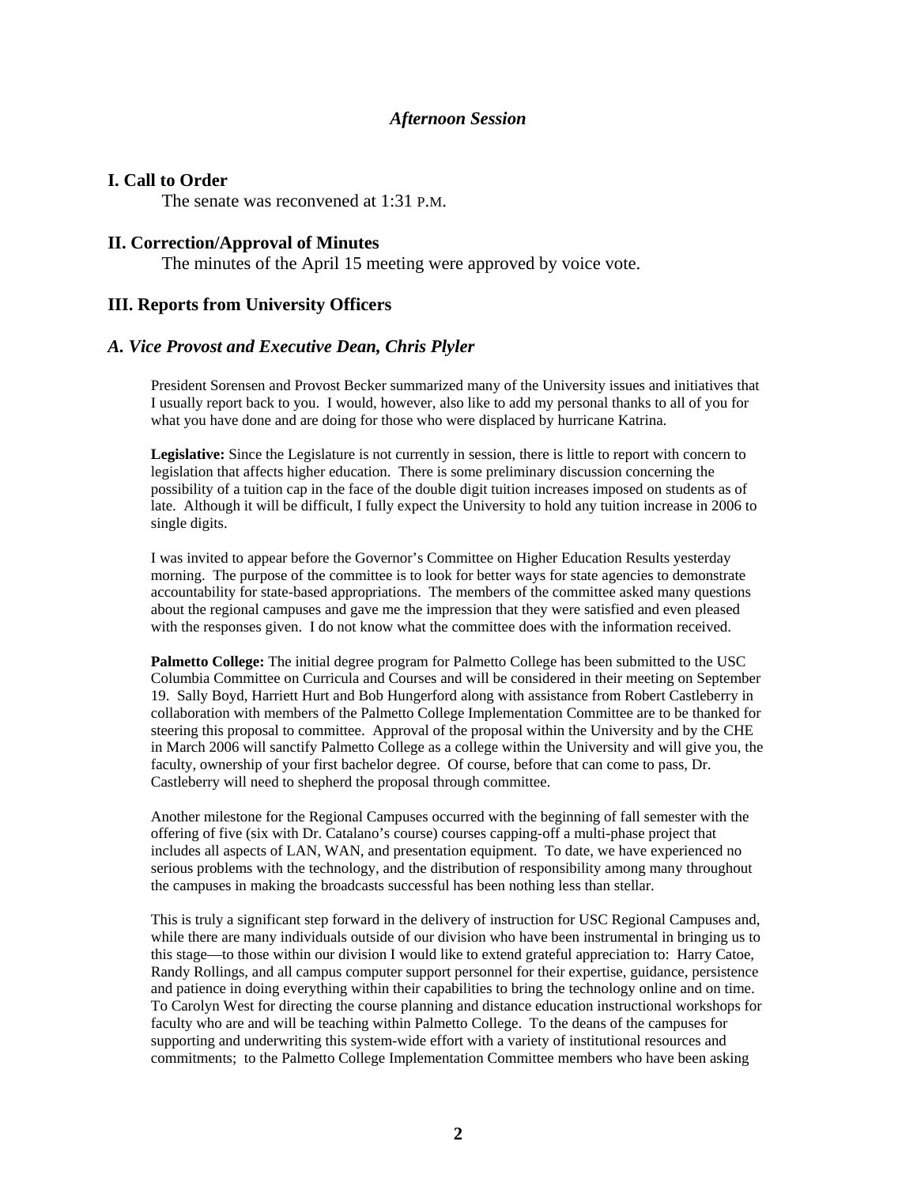### *Afternoon Session*

## I. Call to Order

The senate was reconvened at 1:31 P.M.

## II. Correction/Approval of Minutes

The minutes of the April 15 meeting were approved by voice vote.

## III. Reports from University Officers

### *A. Vice Provost and Executive Dean, Chris Plyler*

President Sorensen and Provost Becker summarized many of the University issues and initiatives that I usually report back to you. I would, however, also like to add my personal thanks to all of you for what you have done and are doing for those who were displaced by hurricane Katrina.

**Legislative:** Since the Legislature is not currently in session, there is little to report with concern to legislation that affects higher education. There is some preliminary discussion concerning the possibility of a tuition cap in the face of the double digit tuition increases imposed on students as of late. Although it will be difficult, I fully expect the University to hold any tuition increase in 2006 to single digits.

I was invited to appear before the Governor's Committee on Higher Education Results yesterday morning. The purpose of the committee is to look for better ways for state agencies to demonstrate accountability for state-based appropriations. The members of the committee asked many questions about the regional campuses and gave me the impression that they were satisfied and even pleased with the responses given. I do not know what the committee does with the information received.

**Palmetto College:** The initial degree program for Palmetto College has been submitted to the USC Columbia Committee on Curricula and Courses and will be considered in their meeting on September 19. Sally Boyd, Harriett Hurt and Bob Hungerford along with assistance from Robert Castleberry in collaboration with members of the Palmetto College Implementation Committee are to be thanked for steering this proposal to committee. Approval of the proposal within the University and by the CHE in March 2006 will sanctify Palmetto College as a college within the University and will give you, the faculty, ownership of your first bachelor degree. Of course, before that can come to pass, Dr. Castleberry will need to shepherd the proposal through committee.

Another milestone for the Regional Campuses occurred with the beginning of fall semester with the offering of five (six with Dr. Catalano's course) courses capping-off a multi-phase project that includes all aspects of LAN, WAN, and presentation equipment. To date, we have experienced no serious problems with the technology, and the distribution of responsibility among many throughout the campuses in making the broadcasts successful has been nothing less than stellar.

This is truly a significant step forward in the delivery of instruction for USC Regional Campuses and, while there are many individuals outside of our division who have been instrumental in bringing us to this stage—to those within our division I would like to extend grateful appreciation to: Harry Catoe, Randy Rollings, and all campus computer support personnel for their expertise, guidance, persistence and patience in doing everything within their capabilities to bring the technology online and on time. To Carolyn West for directing the course planning and distance education instructional workshops for faculty who are and will be teaching within Palmetto College. To the deans of the campuses for supporting and underwriting this system-wide effort with a variety of institutional resources and commitments; to the Palmetto College Implementation Committee members who have been asking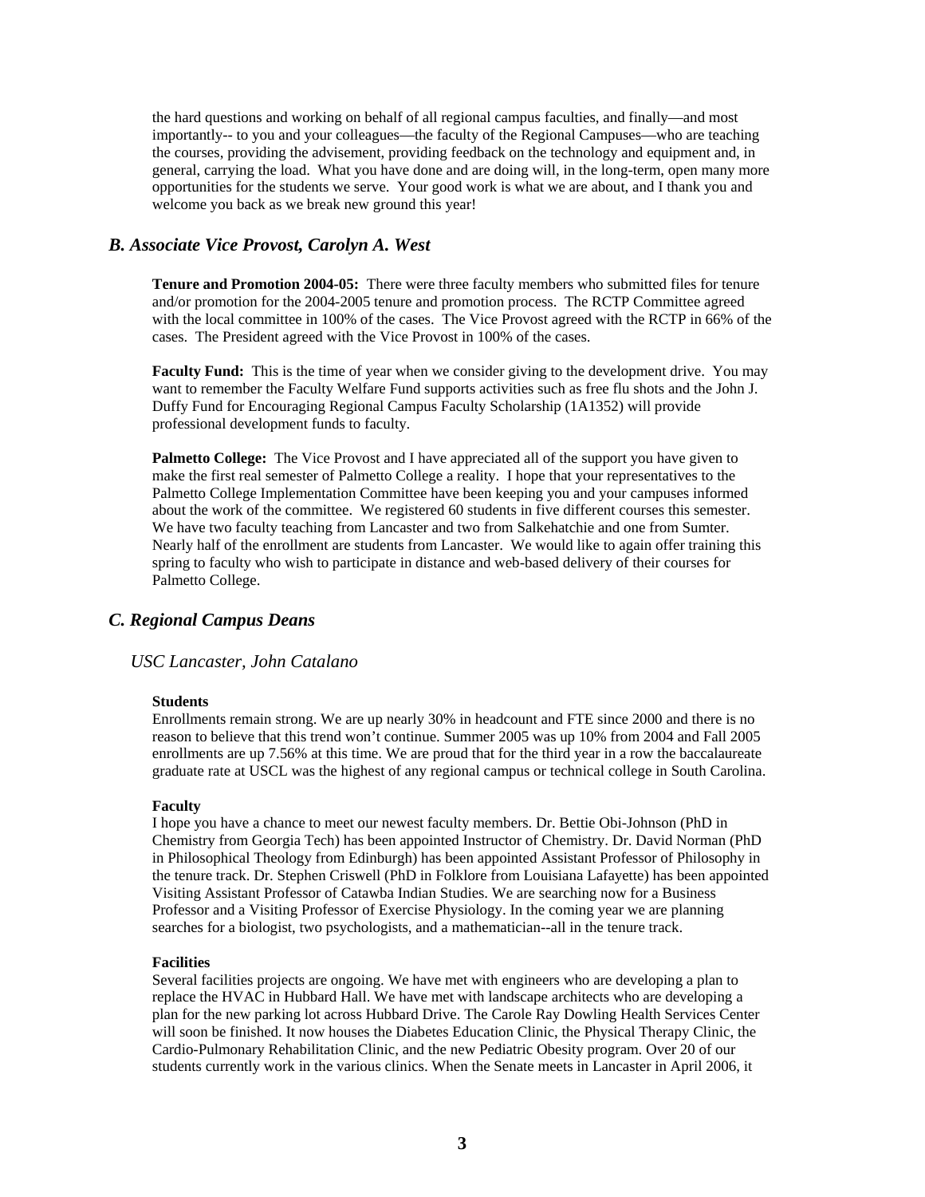the hard questions and working on behalf of all regional campus faculties, and finally—and most importantly-- to you and your colleagues—the faculty of the Regional Campuses—who are teaching the courses, providing the advisement, providing feedback on the technology and equipment and, in general, carrying the load. What you have done and are doing will, in the long-term, open many more opportunities for the students we serve. Your good work is what we are about, and I thank you and welcome you back as we break new ground this year!

### *B. Associate Vice Provost, Carolyn A. West*

**Tenure and Promotion 2004-05:** There were three faculty members who submitted files for tenure and/or promotion for the 2004-2005 tenure and promotion process. The RCTP Committee agreed with the local committee in 100% of the cases. The Vice Provost agreed with the RCTP in 66% of the cases. The President agreed with the Vice Provost in 100% of the cases.

**Faculty Fund:** This is the time of year when we consider giving to the development drive. You may want to remember the Faculty Welfare Fund supports activities such as free flu shots and the John J. Duffy Fund for Encouraging Regional Campus Faculty Scholarship (1A1352) will provide professional development funds to faculty.

**Palmetto College:** The Vice Provost and I have appreciated all of the support you have given to make the first real semester of Palmetto College a reality. I hope that your representatives to the Palmetto College Implementation Committee have been keeping you and your campuses informed about the work of the committee. We registered 60 students in five different courses this semester. We have two faculty teaching from Lancaster and two from Salkehatchie and one from Sumter. Nearly half of the enrollment are students from Lancaster. We would like to again offer training this spring to faculty who wish to participate in distance and web-based delivery of their courses for Palmetto College.

### *C. Regional Campus Deans*

#### *USC Lancaster, John Catalano*

**Students**
Enrollments remain strong. We are up nearly 30% in headcount and FTE since 2000 and there is no reason to believe that this trend won't continue. Summer 2005 was up 10% from 2004 and Fall 2005 enrollments are up 7.56% at this time. We are proud that for the third year in a row the baccalaureate graduate rate at USCL was the highest of any regional campus or technical college in South Carolina.

**Faculty**
I hope you have a chance to meet our newest faculty members. Dr. Bettie Obi-Johnson (PhD in Chemistry from Georgia Tech) has been appointed Instructor of Chemistry. Dr. David Norman (PhD in Philosophical Theology from Edinburgh) has been appointed Assistant Professor of Philosophy in the tenure track. Dr. Stephen Criswell (PhD in Folklore from Louisiana Lafayette) has been appointed Visiting Assistant Professor of Catawba Indian Studies. We are searching now for a Business Professor and a Visiting Professor of Exercise Physiology. In the coming year we are planning searches for a biologist, two psychologists, and a mathematician--all in the tenure track.

**Facilities**
Several facilities projects are ongoing. We have met with engineers who are developing a plan to replace the HVAC in Hubbard Hall. We have met with landscape architects who are developing a plan for the new parking lot across Hubbard Drive. The Carole Ray Dowling Health Services Center will soon be finished. It now houses the Diabetes Education Clinic, the Physical Therapy Clinic, the Cardio-Pulmonary Rehabilitation Clinic, and the new Pediatric Obesity program. Over 20 of our students currently work in the various clinics. When the Senate meets in Lancaster in April 2006, it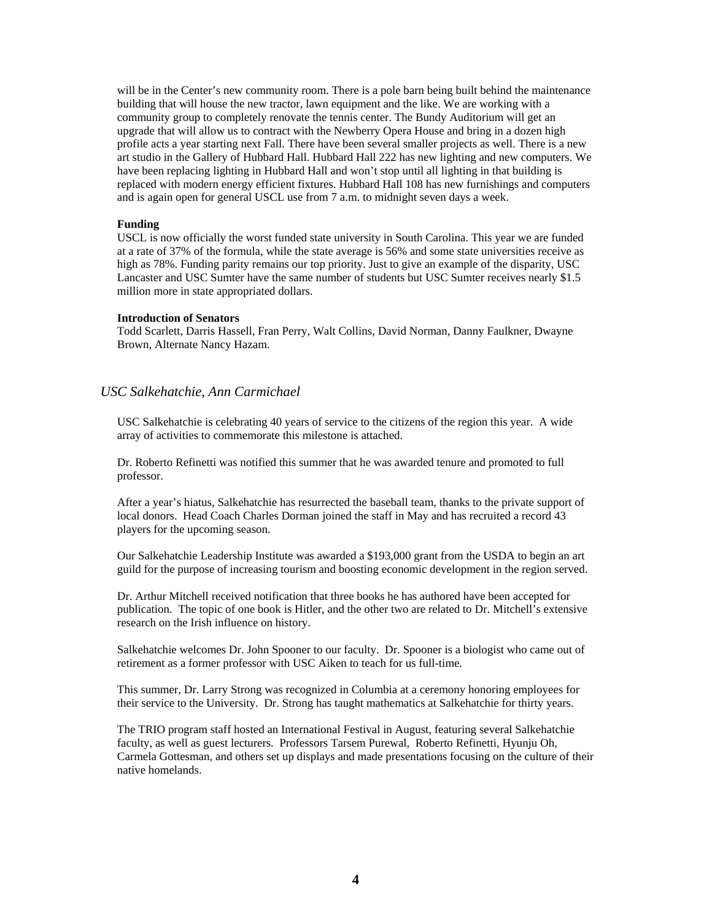will be in the Center's new community room. There is a pole barn being built behind the maintenance building that will house the new tractor, lawn equipment and the like. We are working with a community group to completely renovate the tennis center. The Bundy Auditorium will get an upgrade that will allow us to contract with the Newberry Opera House and bring in a dozen high profile acts a year starting next Fall. There have been several smaller projects as well. There is a new art studio in the Gallery of Hubbard Hall. Hubbard Hall 222 has new lighting and new computers. We have been replacing lighting in Hubbard Hall and won't stop until all lighting in that building is replaced with modern energy efficient fixtures. Hubbard Hall 108 has new furnishings and computers and is again open for general USCL use from 7 a.m. to midnight seven days a week.

**Funding**

USCL is now officially the worst funded state university in South Carolina. This year we are funded at a rate of 37% of the formula, while the state average is 56% and some state universities receive as high as 78%. Funding parity remains our top priority. Just to give an example of the disparity, USC Lancaster and USC Sumter have the same number of students but USC Sumter receives nearly $1.5 million more in state appropriated dollars.

**Introduction of Senators**

Todd Scarlett, Darris Hassell, Fran Perry, Walt Collins, David Norman, Danny Faulkner, Dwayne Brown, Alternate Nancy Hazam.

## *USC Salkehatchie, Ann Carmichael*

USC Salkehatchie is celebrating 40 years of service to the citizens of the region this year. A wide array of activities to commemorate this milestone is attached.

Dr. Roberto Refinetti was notified this summer that he was awarded tenure and promoted to full professor.

After a year's hiatus, Salkehatchie has resurrected the baseball team, thanks to the private support of local donors. Head Coach Charles Dorman joined the staff in May and has recruited a record 43 players for the upcoming season.

Our Salkehatchie Leadership Institute was awarded a $193,000 grant from the USDA to begin an art guild for the purpose of increasing tourism and boosting economic development in the region served.

Dr. Arthur Mitchell received notification that three books he has authored have been accepted for publication. The topic of one book is Hitler, and the other two are related to Dr. Mitchell's extensive research on the Irish influence on history.

Salkehatchie welcomes Dr. John Spooner to our faculty. Dr. Spooner is a biologist who came out of retirement as a former professor with USC Aiken to teach for us full-time.

This summer, Dr. Larry Strong was recognized in Columbia at a ceremony honoring employees for their service to the University. Dr. Strong has taught mathematics at Salkehatchie for thirty years.

The TRIO program staff hosted an International Festival in August, featuring several Salkehatchie faculty, as well as guest lecturers. Professors Tarsem Purewal, Roberto Refinetti, Hyunju Oh, Carmela Gottesman, and others set up displays and made presentations focusing on the culture of their native homelands.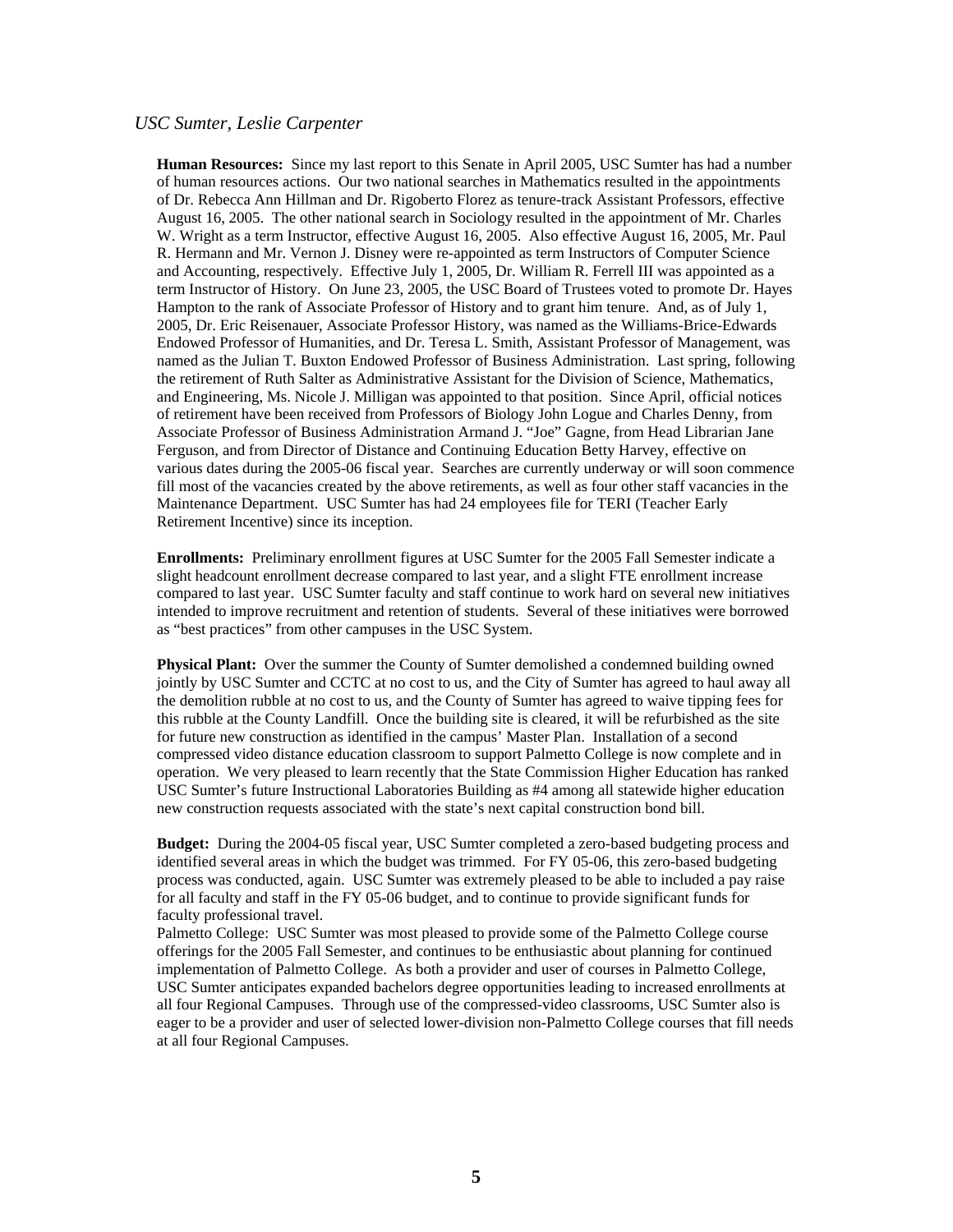*USC Sumter, Leslie Carpenter*

**Human Resources:** Since my last report to this Senate in April 2005, USC Sumter has had a number of human resources actions. Our two national searches in Mathematics resulted in the appointments of Dr. Rebecca Ann Hillman and Dr. Rigoberto Florez as tenure-track Assistant Professors, effective August 16, 2005. The other national search in Sociology resulted in the appointment of Mr. Charles W. Wright as a term Instructor, effective August 16, 2005. Also effective August 16, 2005, Mr. Paul R. Hermann and Mr. Vernon J. Disney were re-appointed as term Instructors of Computer Science and Accounting, respectively. Effective July 1, 2005, Dr. William R. Ferrell III was appointed as a term Instructor of History. On June 23, 2005, the USC Board of Trustees voted to promote Dr. Hayes Hampton to the rank of Associate Professor of History and to grant him tenure. And, as of July 1, 2005, Dr. Eric Reisenauer, Associate Professor History, was named as the Williams-Brice-Edwards Endowed Professor of Humanities, and Dr. Teresa L. Smith, Assistant Professor of Management, was named as the Julian T. Buxton Endowed Professor of Business Administration. Last spring, following the retirement of Ruth Salter as Administrative Assistant for the Division of Science, Mathematics, and Engineering, Ms. Nicole J. Milligan was appointed to that position. Since April, official notices of retirement have been received from Professors of Biology John Logue and Charles Denny, from Associate Professor of Business Administration Armand J. "Joe" Gagne, from Head Librarian Jane Ferguson, and from Director of Distance and Continuing Education Betty Harvey, effective on various dates during the 2005-06 fiscal year. Searches are currently underway or will soon commence fill most of the vacancies created by the above retirements, as well as four other staff vacancies in the Maintenance Department. USC Sumter has had 24 employees file for TERI (Teacher Early Retirement Incentive) since its inception.

**Enrollments:** Preliminary enrollment figures at USC Sumter for the 2005 Fall Semester indicate a slight headcount enrollment decrease compared to last year, and a slight FTE enrollment increase compared to last year. USC Sumter faculty and staff continue to work hard on several new initiatives intended to improve recruitment and retention of students. Several of these initiatives were borrowed as "best practices" from other campuses in the USC System.

**Physical Plant:** Over the summer the County of Sumter demolished a condemned building owned jointly by USC Sumter and CCTC at no cost to us, and the City of Sumter has agreed to haul away all the demolition rubble at no cost to us, and the County of Sumter has agreed to waive tipping fees for this rubble at the County Landfill. Once the building site is cleared, it will be refurbished as the site for future new construction as identified in the campus' Master Plan. Installation of a second compressed video distance education classroom to support Palmetto College is now complete and in operation. We very pleased to learn recently that the State Commission Higher Education has ranked USC Sumter's future Instructional Laboratories Building as #4 among all statewide higher education new construction requests associated with the state's next capital construction bond bill.

**Budget:** During the 2004-05 fiscal year, USC Sumter completed a zero-based budgeting process and identified several areas in which the budget was trimmed. For FY 05-06, this zero-based budgeting process was conducted, again. USC Sumter was extremely pleased to be able to included a pay raise for all faculty and staff in the FY 05-06 budget, and to continue to provide significant funds for faculty professional travel.

Palmetto College: USC Sumter was most pleased to provide some of the Palmetto College course offerings for the 2005 Fall Semester, and continues to be enthusiastic about planning for continued implementation of Palmetto College. As both a provider and user of courses in Palmetto College, USC Sumter anticipates expanded bachelors degree opportunities leading to increased enrollments at all four Regional Campuses. Through use of the compressed-video classrooms, USC Sumter also is eager to be a provider and user of selected lower-division non-Palmetto College courses that fill needs at all four Regional Campuses.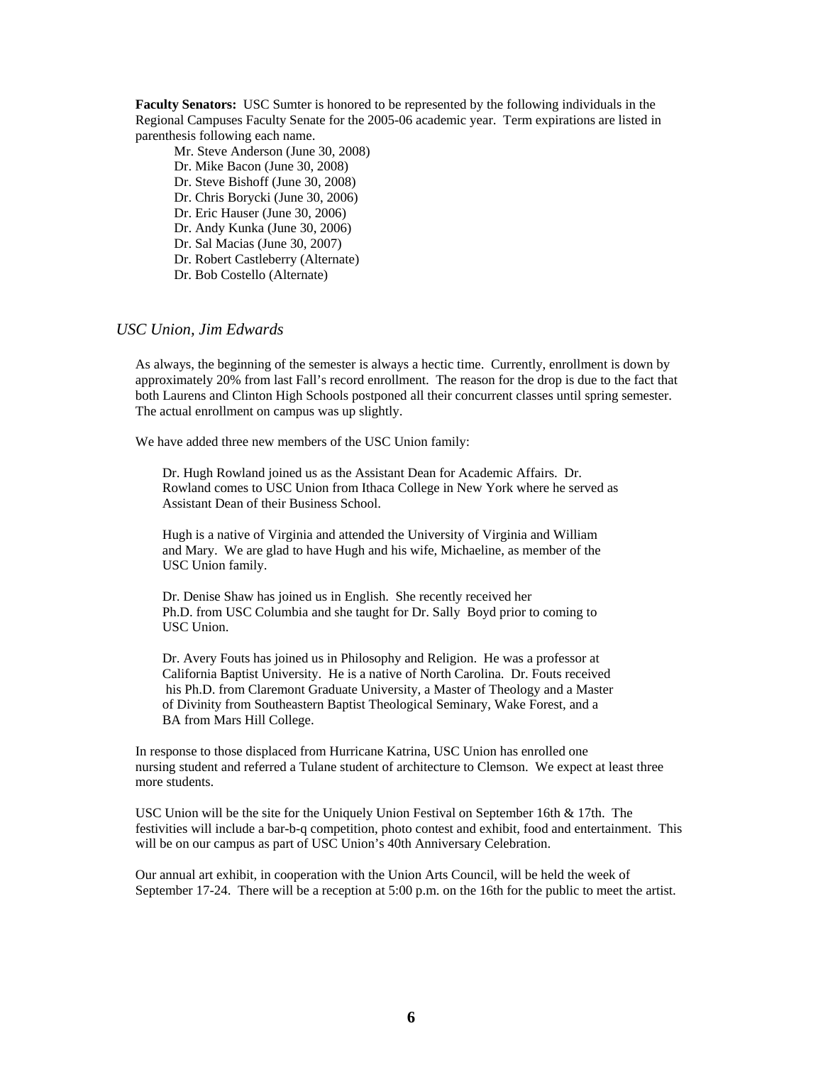**Faculty Senators:** USC Sumter is honored to be represented by the following individuals in the Regional Campuses Faculty Senate for the 2005-06 academic year. Term expirations are listed in parenthesis following each name.

Mr. Steve Anderson (June 30, 2008)
Dr. Mike Bacon (June 30, 2008)
Dr. Steve Bishoff (June 30, 2008)
Dr. Chris Borycki (June 30, 2006)
Dr. Eric Hauser (June 30, 2006)
Dr. Andy Kunka (June 30, 2006)
Dr. Sal Macias (June 30, 2007)
Dr. Robert Castleberry (Alternate)
Dr. Bob Costello (Alternate)

### *USC Union, Jim Edwards*

As always, the beginning of the semester is always a hectic time. Currently, enrollment is down by approximately 20% from last Fall's record enrollment. The reason for the drop is due to the fact that both Laurens and Clinton High Schools postponed all their concurrent classes until spring semester. The actual enrollment on campus was up slightly.

We have added three new members of the USC Union family:

Dr. Hugh Rowland joined us as the Assistant Dean for Academic Affairs. Dr. Rowland comes to USC Union from Ithaca College in New York where he served as Assistant Dean of their Business School.

Hugh is a native of Virginia and attended the University of Virginia and William and Mary. We are glad to have Hugh and his wife, Michaeline, as member of the USC Union family.

Dr. Denise Shaw has joined us in English. She recently received her Ph.D. from USC Columbia and she taught for Dr. Sally Boyd prior to coming to USC Union.

Dr. Avery Fouts has joined us in Philosophy and Religion. He was a professor at California Baptist University. He is a native of North Carolina. Dr. Fouts received his Ph.D. from Claremont Graduate University, a Master of Theology and a Master of Divinity from Southeastern Baptist Theological Seminary, Wake Forest, and a BA from Mars Hill College.

In response to those displaced from Hurricane Katrina, USC Union has enrolled one nursing student and referred a Tulane student of architecture to Clemson. We expect at least three more students.

USC Union will be the site for the Uniquely Union Festival on September 16th & 17th. The festivities will include a bar-b-q competition, photo contest and exhibit, food and entertainment. This will be on our campus as part of USC Union's 40th Anniversary Celebration.

Our annual art exhibit, in cooperation with the Union Arts Council, will be held the week of September 17-24. There will be a reception at 5:00 p.m. on the 16th for the public to meet the artist.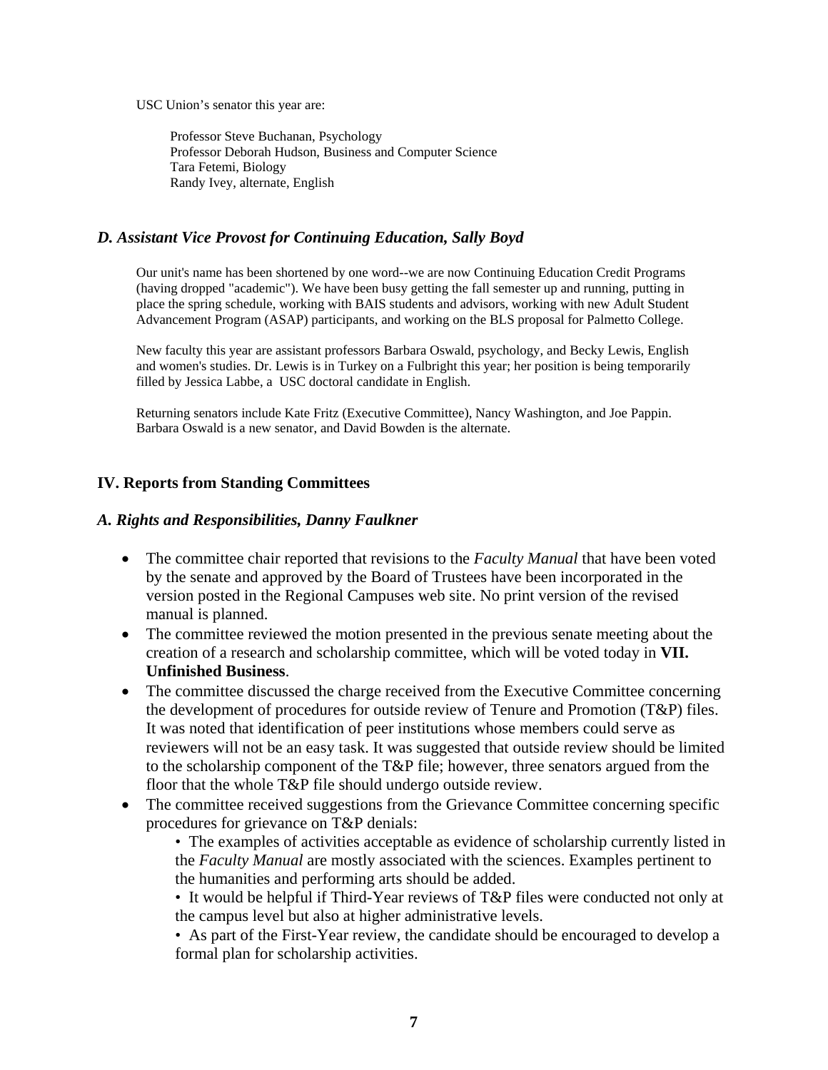USC Union's senator this year are:

Professor Steve Buchanan, Psychology
Professor Deborah Hudson, Business and Computer Science
Tara Fetemi, Biology
Randy Ivey, alternate, English

### *D. Assistant Vice Provost for Continuing Education, Sally Boyd*

Our unit's name has been shortened by one word--we are now Continuing Education Credit Programs (having dropped "academic"). We have been busy getting the fall semester up and running, putting in place the spring schedule, working with BAIS students and advisors, working with new Adult Student Advancement Program (ASAP) participants, and working on the BLS proposal for Palmetto College.

New faculty this year are assistant professors Barbara Oswald, psychology, and Becky Lewis, English and women's studies. Dr. Lewis is in Turkey on a Fulbright this year; her position is being temporarily filled by Jessica Labbe, a USC doctoral candidate in English.

Returning senators include Kate Fritz (Executive Committee), Nancy Washington, and Joe Pappin. Barbara Oswald is a new senator, and David Bowden is the alternate.

## IV. Reports from Standing Committees

### *A. Rights and Responsibilities, Danny Faulkner*

- The committee chair reported that revisions to the *Faculty Manual* that have been voted by the senate and approved by the Board of Trustees have been incorporated in the version posted in the Regional Campuses web site. No print version of the revised manual is planned.
- The committee reviewed the motion presented in the previous senate meeting about the creation of a research and scholarship committee, which will be voted today in **VII. Unfinished Business**.
- The committee discussed the charge received from the Executive Committee concerning the development of procedures for outside review of Tenure and Promotion (T&P) files. It was noted that identification of peer institutions whose members could serve as reviewers will not be an easy task. It was suggested that outside review should be limited to the scholarship component of the T&P file; however, three senators argued from the floor that the whole T&P file should undergo outside review.
- The committee received suggestions from the Grievance Committee concerning specific procedures for grievance on T&P denials:
  - The examples of activities acceptable as evidence of scholarship currently listed in the *Faculty Manual* are mostly associated with the sciences. Examples pertinent to the humanities and performing arts should be added.
  - It would be helpful if Third-Year reviews of T&P files were conducted not only at the campus level but also at higher administrative levels.
  - As part of the First-Year review, the candidate should be encouraged to develop a formal plan for scholarship activities.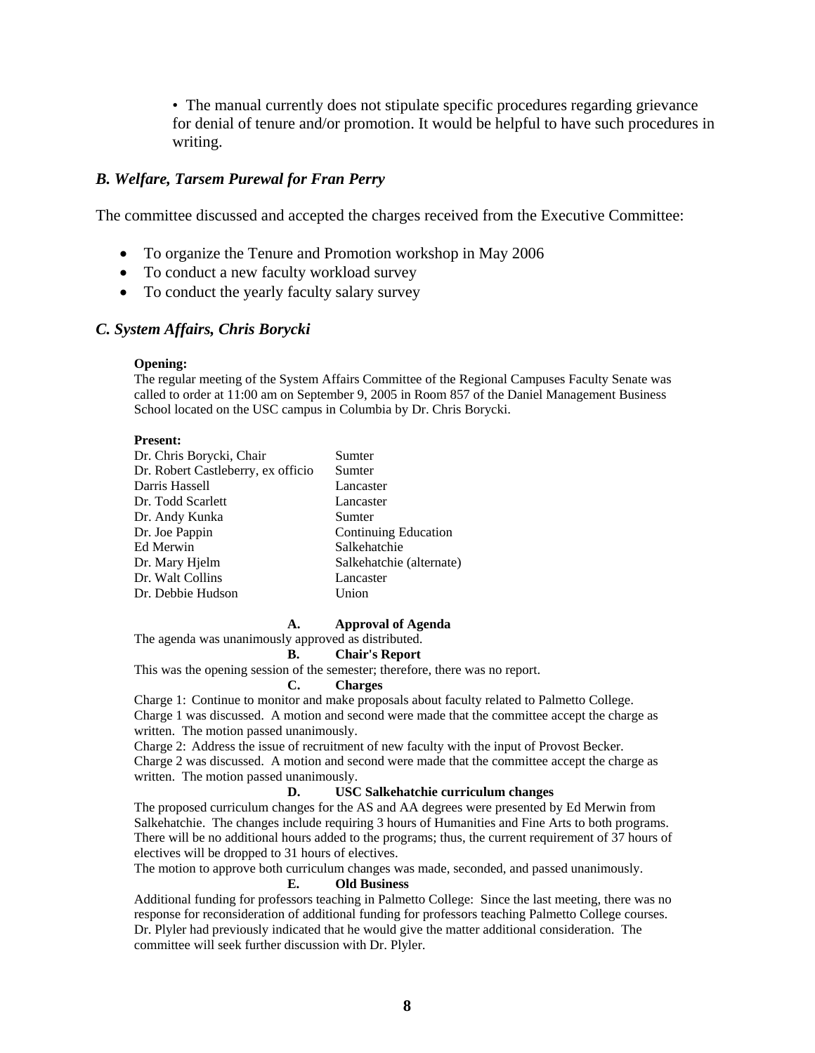• The manual currently does not stipulate specific procedures regarding grievance for denial of tenure and/or promotion. It would be helpful to have such procedures in writing.

### *B. Welfare, Tarsem Purewal for Fran Perry*

The committee discussed and accepted the charges received from the Executive Committee:

- To organize the Tenure and Promotion workshop in May 2006
- To conduct a new faculty workload survey
- To conduct the yearly faculty salary survey

### *C. System Affairs, Chris Borycki*

**Opening:**

The regular meeting of the System Affairs Committee of the Regional Campuses Faculty Senate was called to order at 11:00 am on September 9, 2005 in Room 857 of the Daniel Management Business School located on the USC campus in Columbia by Dr. Chris Borycki.

**Present:**

| | |
|---|---|
| Dr. Chris Borycki, Chair | Sumter |
| Dr. Robert Castleberry, ex officio | Sumter |
| Darris Hassell | Lancaster |
| Dr. Todd Scarlett | Lancaster |
| Dr. Andy Kunka | Sumter |
| Dr. Joe Pappin | Continuing Education |
| Ed Merwin | Salkehatchie |
| Dr. Mary Hjelm | Salkehatchie (alternate) |
| Dr. Walt Collins | Lancaster |
| Dr. Debbie Hudson | Union |

**A. Approval of Agenda**

The agenda was unanimously approved as distributed.

**B. Chair's Report**

This was the opening session of the semester; therefore, there was no report.

**C. Charges**

Charge 1: Continue to monitor and make proposals about faculty related to Palmetto College. Charge 1 was discussed. A motion and second were made that the committee accept the charge as written. The motion passed unanimously.

Charge 2: Address the issue of recruitment of new faculty with the input of Provost Becker. Charge 2 was discussed. A motion and second were made that the committee accept the charge as written. The motion passed unanimously.

**D. USC Salkehatchie curriculum changes**

The proposed curriculum changes for the AS and AA degrees were presented by Ed Merwin from Salkehatchie. The changes include requiring 3 hours of Humanities and Fine Arts to both programs. There will be no additional hours added to the programs; thus, the current requirement of 37 hours of electives will be dropped to 31 hours of electives.

The motion to approve both curriculum changes was made, seconded, and passed unanimously.

**E. Old Business**

Additional funding for professors teaching in Palmetto College: Since the last meeting, there was no response for reconsideration of additional funding for professors teaching Palmetto College courses. Dr. Plyler had previously indicated that he would give the matter additional consideration. The committee will seek further discussion with Dr. Plyler.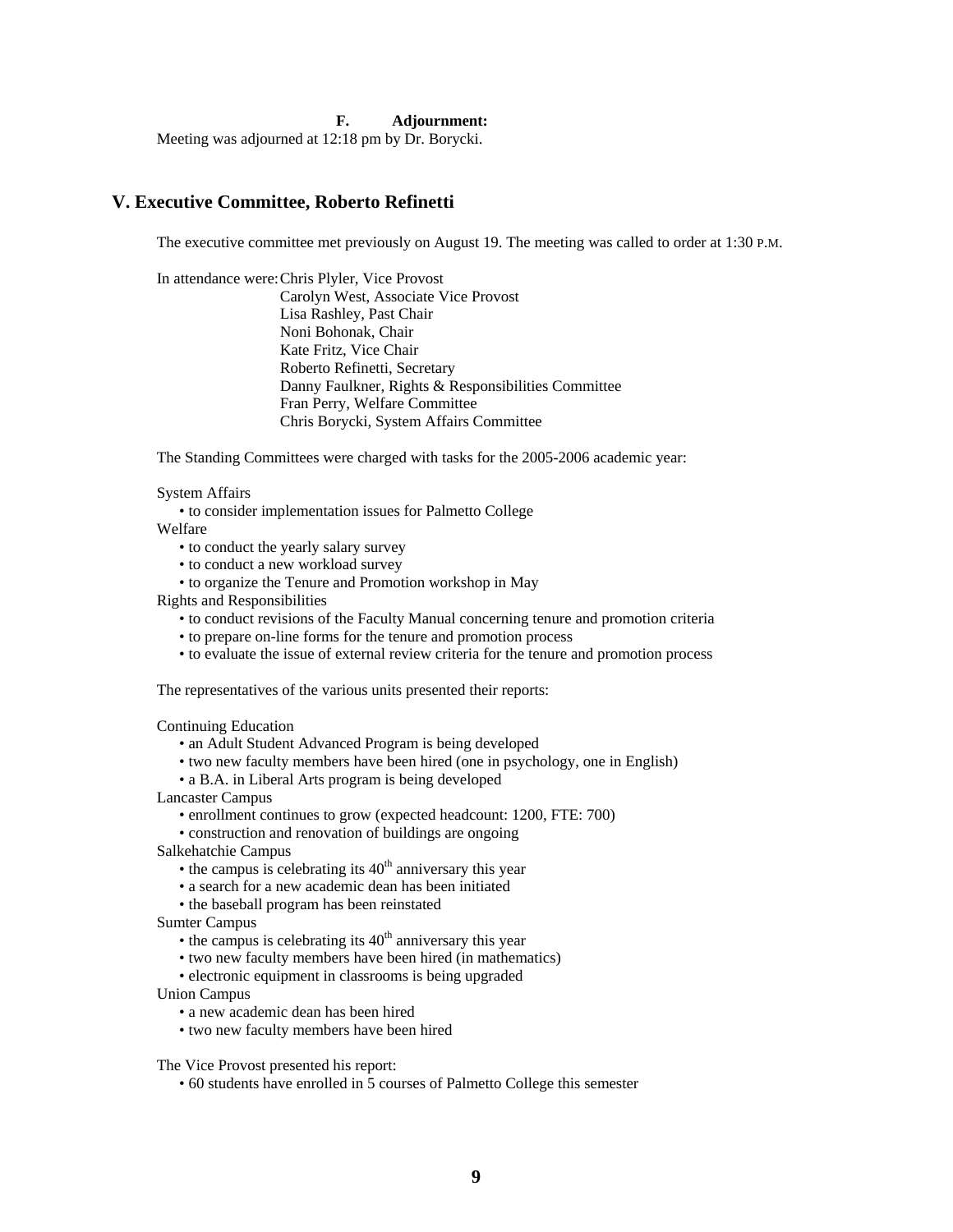**F. Adjournment:**

Meeting was adjourned at 12:18 pm by Dr. Borycki.

## V. Executive Committee, Roberto Refinetti

The executive committee met previously on August 19. The meeting was called to order at 1:30 P.M.

In attendance were: Chris Plyler, Vice Provost
Carolyn West, Associate Vice Provost
Lisa Rashley, Past Chair
Noni Bohonak, Chair
Kate Fritz, Vice Chair
Roberto Refinetti, Secretary
Danny Faulkner, Rights & Responsibilities Committee
Fran Perry, Welfare Committee
Chris Borycki, System Affairs Committee

The Standing Committees were charged with tasks for the 2005-2006 academic year:

System Affairs
- to consider implementation issues for Palmetto College

Welfare
- to conduct the yearly salary survey
- to conduct a new workload survey
- to organize the Tenure and Promotion workshop in May

Rights and Responsibilities
- to conduct revisions of the Faculty Manual concerning tenure and promotion criteria
- to prepare on-line forms for the tenure and promotion process
- to evaluate the issue of external review criteria for the tenure and promotion process

The representatives of the various units presented their reports:

Continuing Education
- an Adult Student Advanced Program is being developed
- two new faculty members have been hired (one in psychology, one in English)
- a B.A. in Liberal Arts program is being developed

Lancaster Campus
- enrollment continues to grow (expected headcount: 1200, FTE: 700)
- construction and renovation of buildings are ongoing

Salkehatchie Campus
- the campus is celebrating its 40th anniversary this year
- a search for a new academic dean has been initiated
- the baseball program has been reinstated

Sumter Campus
- the campus is celebrating its 40th anniversary this year
- two new faculty members have been hired (in mathematics)
- electronic equipment in classrooms is being upgraded

Union Campus
- a new academic dean has been hired
- two new faculty members have been hired

The Vice Provost presented his report:
- 60 students have enrolled in 5 courses of Palmetto College this semester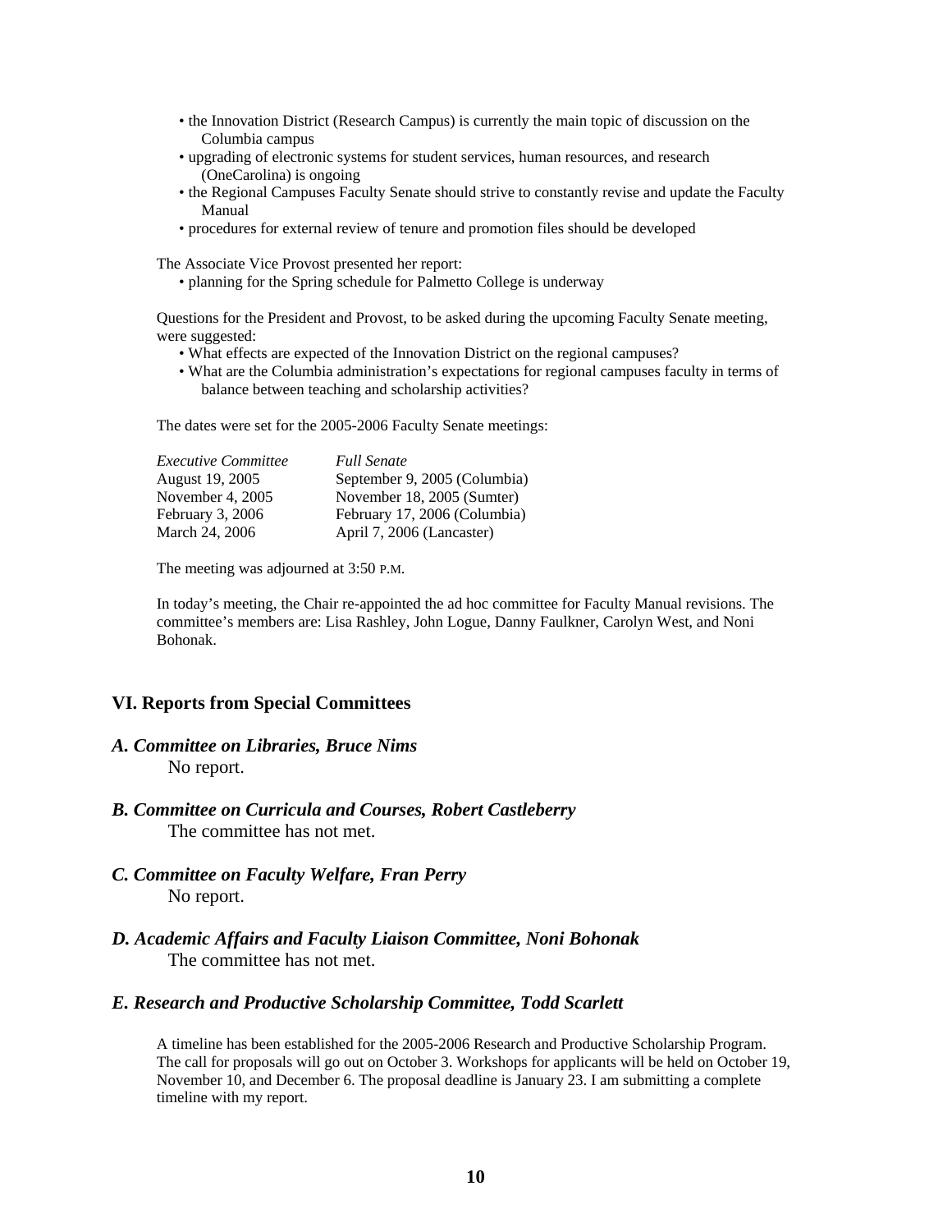- the Innovation District (Research Campus) is currently the main topic of discussion on the Columbia campus
- upgrading of electronic systems for student services, human resources, and research (OneCarolina) is ongoing
- the Regional Campuses Faculty Senate should strive to constantly revise and update the Faculty Manual
- procedures for external review of tenure and promotion files should be developed

The Associate Vice Provost presented her report:

- planning for the Spring schedule for Palmetto College is underway

Questions for the President and Provost, to be asked during the upcoming Faculty Senate meeting, were suggested:

- What effects are expected of the Innovation District on the regional campuses?
- What are the Columbia administration's expectations for regional campuses faculty in terms of balance between teaching and scholarship activities?

The dates were set for the 2005-2006 Faculty Senate meetings:

| *Executive Committee* | *Full Senate* |
|---|---|
| August 19, 2005 | September 9, 2005 (Columbia) |
| November 4, 2005 | November 18, 2005 (Sumter) |
| February 3, 2006 | February 17, 2006 (Columbia) |
| March 24, 2006 | April 7, 2006 (Lancaster) |

The meeting was adjourned at 3:50 P.M.

In today's meeting, the Chair re-appointed the ad hoc committee for Faculty Manual revisions. The committee's members are: Lisa Rashley, John Logue, Danny Faulkner, Carolyn West, and Noni Bohonak.

## VI. Reports from Special Committees

### *A. Committee on Libraries, Bruce Nims*

No report.

### *B. Committee on Curricula and Courses, Robert Castleberry*

The committee has not met.

### *C. Committee on Faculty Welfare, Fran Perry*

No report.

### *D. Academic Affairs and Faculty Liaison Committee, Noni Bohonak*

The committee has not met.

### *E. Research and Productive Scholarship Committee, Todd Scarlett*

A timeline has been established for the 2005-2006 Research and Productive Scholarship Program. The call for proposals will go out on October 3. Workshops for applicants will be held on October 19, November 10, and December 6. The proposal deadline is January 23. I am submitting a complete timeline with my report.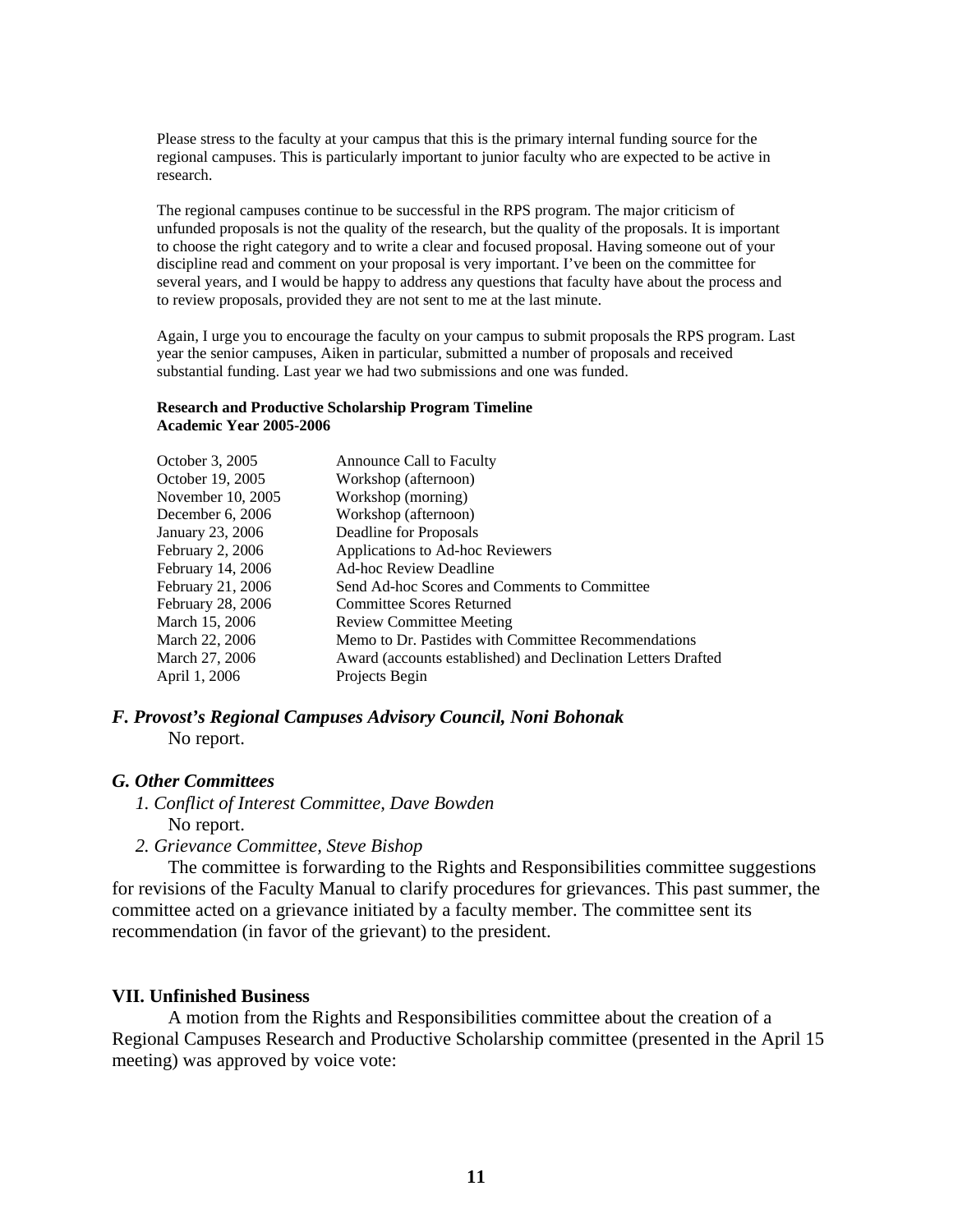Please stress to the faculty at your campus that this is the primary internal funding source for the regional campuses. This is particularly important to junior faculty who are expected to be active in research.

The regional campuses continue to be successful in the RPS program. The major criticism of unfunded proposals is not the quality of the research, but the quality of the proposals. It is important to choose the right category and to write a clear and focused proposal. Having someone out of your discipline read and comment on your proposal is very important. I've been on the committee for several years, and I would be happy to address any questions that faculty have about the process and to review proposals, provided they are not sent to me at the last minute.

Again, I urge you to encourage the faculty on your campus to submit proposals the RPS program. Last year the senior campuses, Aiken in particular, submitted a number of proposals and received substantial funding. Last year we had two submissions and one was funded.

**Research and Productive Scholarship Program Timeline**
**Academic Year 2005-2006**

| | |
|---|---|
| October 3, 2005 | Announce Call to Faculty |
| October 19, 2005 | Workshop (afternoon) |
| November 10, 2005 | Workshop (morning) |
| December 6, 2006 | Workshop (afternoon) |
| January 23, 2006 | Deadline for Proposals |
| February 2, 2006 | Applications to Ad-hoc Reviewers |
| February 14, 2006 | Ad-hoc Review Deadline |
| February 21, 2006 | Send Ad-hoc Scores and Comments to Committee |
| February 28, 2006 | Committee Scores Returned |
| March 15, 2006 | Review Committee Meeting |
| March 22, 2006 | Memo to Dr. Pastides with Committee Recommendations |
| March 27, 2006 | Award (accounts established) and Declination Letters Drafted |
| April 1, 2006 | Projects Begin |

### *F. Provost's Regional Campuses Advisory Council, Noni Bohonak*

No report.

### *G. Other Committees*

*1. Conflict of Interest Committee, Dave Bowden*

No report.

*2. Grievance Committee, Steve Bishop*

The committee is forwarding to the Rights and Responsibilities committee suggestions for revisions of the Faculty Manual to clarify procedures for grievances. This past summer, the committee acted on a grievance initiated by a faculty member. The committee sent its recommendation (in favor of the grievant) to the president.

## VII. Unfinished Business

A motion from the Rights and Responsibilities committee about the creation of a Regional Campuses Research and Productive Scholarship committee (presented in the April 15 meeting) was approved by voice vote: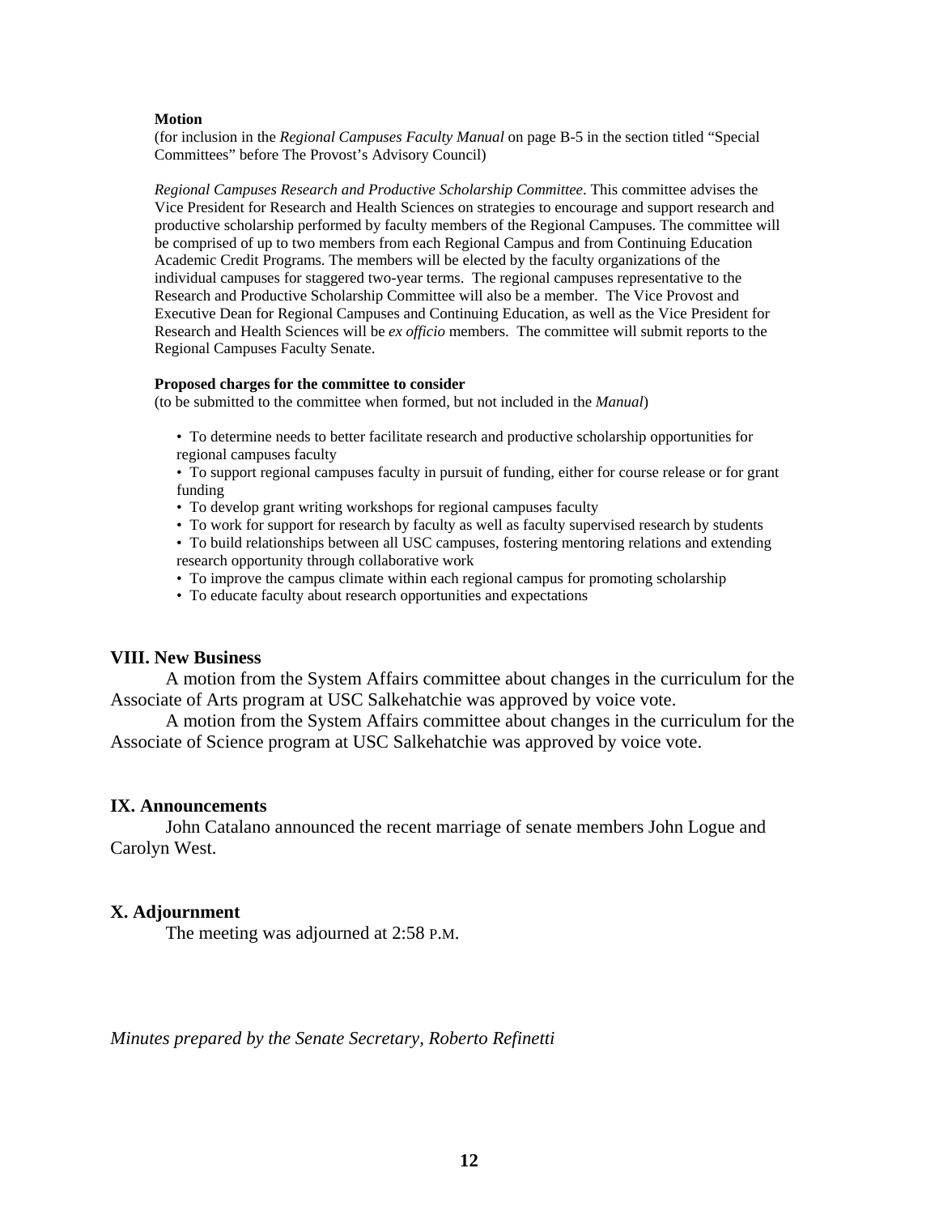**Motion**

(for inclusion in the *Regional Campuses Faculty Manual* on page B-5 in the section titled "Special Committees" before The Provost's Advisory Council)

*Regional Campuses Research and Productive Scholarship Committee*. This committee advises the Vice President for Research and Health Sciences on strategies to encourage and support research and productive scholarship performed by faculty members of the Regional Campuses. The committee will be comprised of up to two members from each Regional Campus and from Continuing Education Academic Credit Programs. The members will be elected by the faculty organizations of the individual campuses for staggered two-year terms. The regional campuses representative to the Research and Productive Scholarship Committee will also be a member. The Vice Provost and Executive Dean for Regional Campuses and Continuing Education, as well as the Vice President for Research and Health Sciences will be *ex officio* members. The committee will submit reports to the Regional Campuses Faculty Senate.

**Proposed charges for the committee to consider**

(to be submitted to the committee when formed, but not included in the *Manual*)

- To determine needs to better facilitate research and productive scholarship opportunities for regional campuses faculty
- To support regional campuses faculty in pursuit of funding, either for course release or for grant funding
- To develop grant writing workshops for regional campuses faculty
- To work for support for research by faculty as well as faculty supervised research by students
- To build relationships between all USC campuses, fostering mentoring relations and extending research opportunity through collaborative work
- To improve the campus climate within each regional campus for promoting scholarship
- To educate faculty about research opportunities and expectations

## VIII. New Business

A motion from the System Affairs committee about changes in the curriculum for the Associate of Arts program at USC Salkehatchie was approved by voice vote.

A motion from the System Affairs committee about changes in the curriculum for the Associate of Science program at USC Salkehatchie was approved by voice vote.

## IX. Announcements

John Catalano announced the recent marriage of senate members John Logue and Carolyn West.

## X. Adjournment

The meeting was adjourned at 2:58 P.M.

*Minutes prepared by the Senate Secretary, Roberto Refinetti*